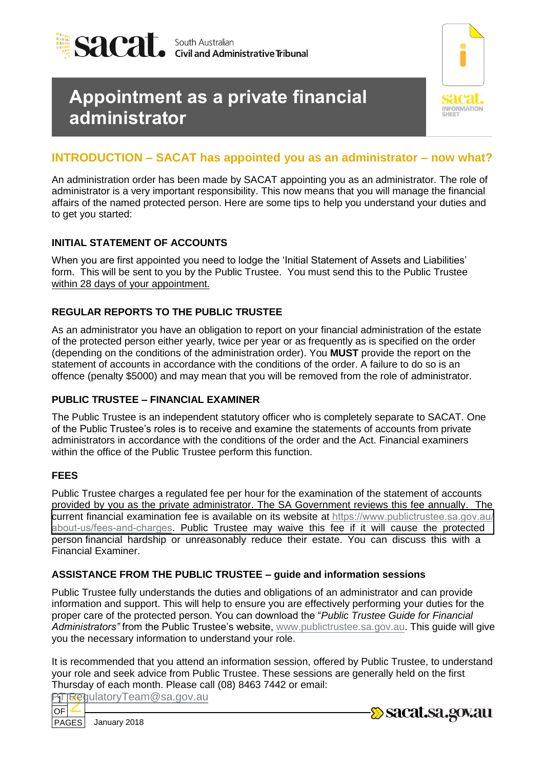South Australian
Civil and Administrative Tribunal

# Appointment as a private financial administrator

## INTRODUCTION – SACAT has appointed you as an administrator – now what?

An administration order has been made by SACAT appointing you as an administrator. The role of administrator is a very important responsibility. This now means that you will manage the financial affairs of the named protected person. Here are some tips to help you understand your duties and to get you started:

### INITIAL STATEMENT OF ACCOUNTS

When you are first appointed you need to lodge the 'Initial Statement of Assets and Liabilities' form. This will be sent to you by the Public Trustee. You must send this to the Public Trustee within 28 days of your appointment.

### REGULAR REPORTS TO THE PUBLIC TRUSTEE

As an administrator you have an obligation to report on your financial administration of the estate of the protected person either yearly, twice per year or as frequently as is specified on the order (depending on the conditions of the administration order). You **MUST** provide the report on the statement of accounts in accordance with the conditions of the order. A failure to do so is an offence (penalty $5000) and may mean that you will be removed from the role of administrator.

### PUBLIC TRUSTEE – FINANCIAL EXAMINER

The Public Trustee is an independent statutory officer who is completely separate to SACAT. One of the Public Trustee's roles is to receive and examine the statements of accounts from private administrators in accordance with the conditions of the order and the Act. Financial examiners within the office of the Public Trustee perform this function.

### FEES

Public Trustee charges a regulated fee per hour for the examination of the statement of accounts provided by you as the private administrator. The SA Government reviews this fee annually. The current financial examination fee is available on its website at https://www.publictrustee.sa.gov.au/about-us/fees-and-charges. Public Trustee may waive this fee if it will cause the protected person financial hardship or unreasonably reduce their estate. You can discuss this with a Financial Examiner.

### ASSISTANCE FROM THE PUBLIC TRUSTEE – guide and information sessions

Public Trustee fully understands the duties and obligations of an administrator and can provide information and support. This will help to ensure you are effectively performing your duties for the proper care of the protected person. You can download the "*Public Trustee Guide for Financial Administrators"* from the Public Trustee's website, www.publictrustee.sa.gov.au. This guide will give you the necessary information to understand your role.

It is recommended that you attend an information session, offered by Public Trustee, to understand your role and seek advice from Public Trustee. These sessions are generally held on the first Thursday of each month. Please call (08) 8463 7442 or email: PTRegulatoryTeam@sa.gov.au

January 2018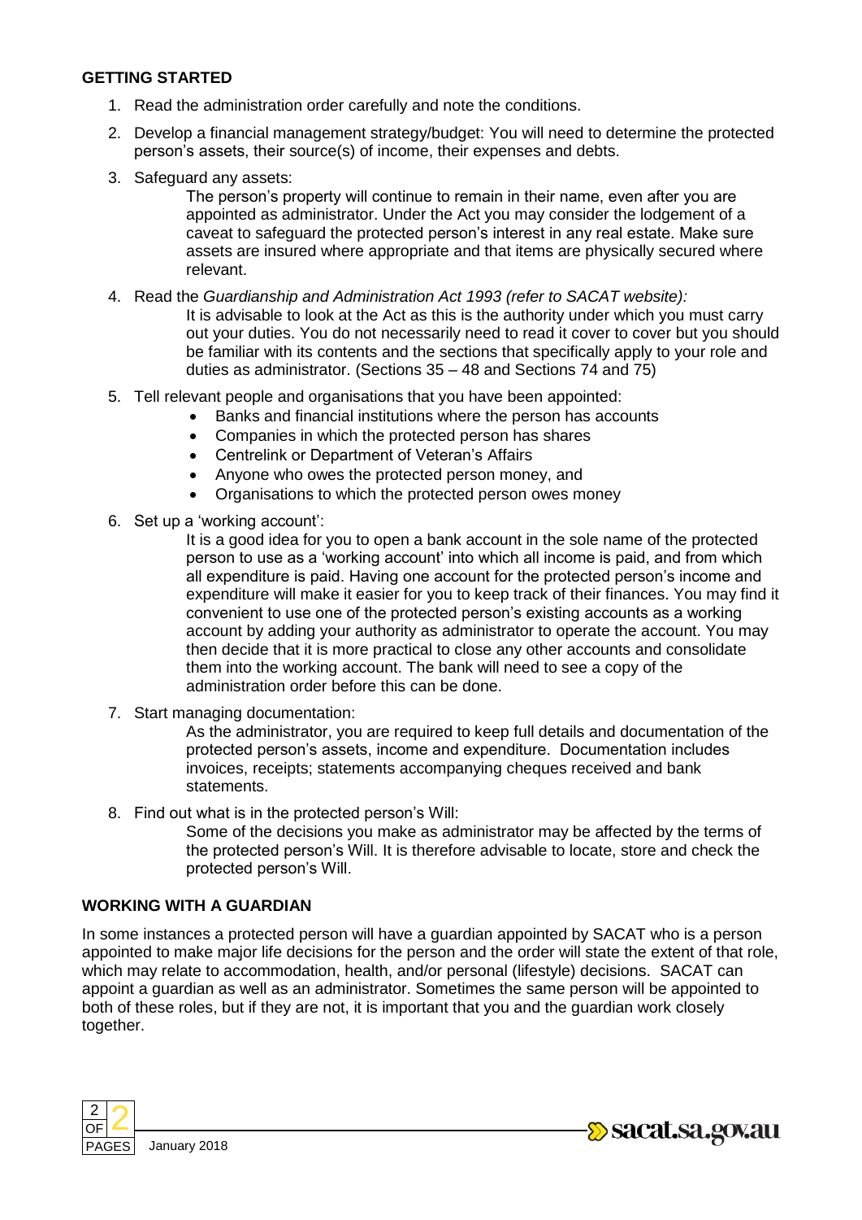## GETTING STARTED

1. Read the administration order carefully and note the conditions.
2. Develop a financial management strategy/budget: You will need to determine the protected person's assets, their source(s) of income, their expenses and debts.
3. Safeguard any assets:

   The person's property will continue to remain in their name, even after you are appointed as administrator. Under the Act you may consider the lodgement of a caveat to safeguard the protected person's interest in any real estate. Make sure assets are insured where appropriate and that items are physically secured where relevant.
4. Read the *Guardianship and Administration Act 1993 (refer to SACAT website):*

   It is advisable to look at the Act as this is the authority under which you must carry out your duties. You do not necessarily need to read it cover to cover but you should be familiar with its contents and the sections that specifically apply to your role and duties as administrator. (Sections 35 – 48 and Sections 74 and 75)
5. Tell relevant people and organisations that you have been appointed:
   - Banks and financial institutions where the person has accounts
   - Companies in which the protected person has shares
   - Centrelink or Department of Veteran's Affairs
   - Anyone who owes the protected person money, and
   - Organisations to which the protected person owes money
6. Set up a 'working account':

   It is a good idea for you to open a bank account in the sole name of the protected person to use as a 'working account' into which all income is paid, and from which all expenditure is paid. Having one account for the protected person's income and expenditure will make it easier for you to keep track of their finances. You may find it convenient to use one of the protected person's existing accounts as a working account by adding your authority as administrator to operate the account. You may then decide that it is more practical to close any other accounts and consolidate them into the working account. The bank will need to see a copy of the administration order before this can be done.
7. Start managing documentation:

   As the administrator, you are required to keep full details and documentation of the protected person's assets, income and expenditure. Documentation includes invoices, receipts; statements accompanying cheques received and bank statements.
8. Find out what is in the protected person's Will:

   Some of the decisions you make as administrator may be affected by the terms of the protected person's Will. It is therefore advisable to locate, store and check the protected person's Will.

## WORKING WITH A GUARDIAN

In some instances a protected person will have a guardian appointed by SACAT who is a person appointed to make major life decisions for the person and the order will state the extent of that role, which may relate to accommodation, health, and/or personal (lifestyle) decisions. SACAT can appoint a guardian as well as an administrator. Sometimes the same person will be appointed to both of these roles, but if they are not, it is important that you and the guardian work closely together.